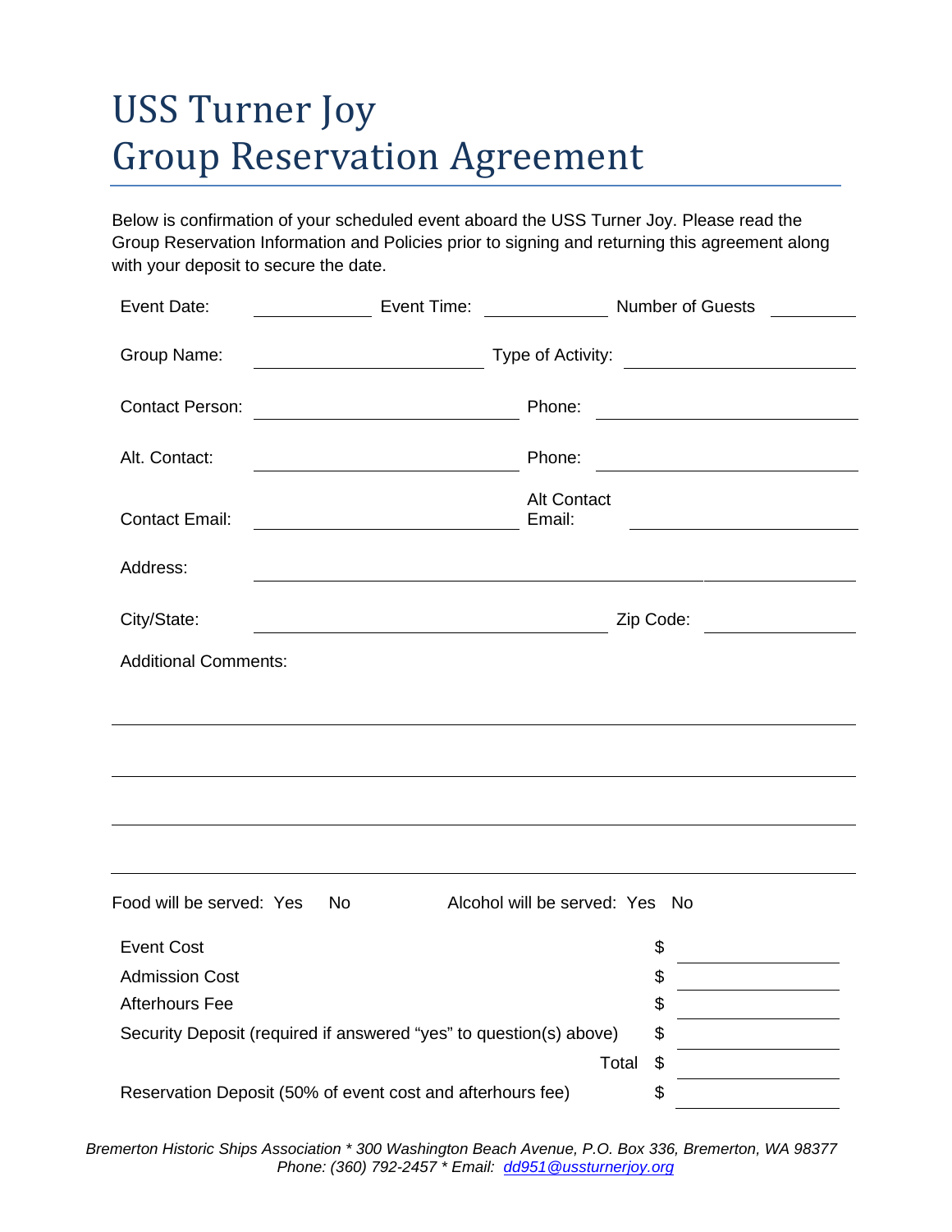# USS Turner Joy
# Group Reservation Agreement

Below is confirmation of your scheduled event aboard the USS Turner Joy. Please read the Group Reservation Information and Policies prior to signing and returning this agreement along with your deposit to secure the date.

Event Date: ____________ Event Time: ____________ Number of Guests ________

Group Name: ______________________ Type of Activity: ______________________

Contact Person: ______________________ Phone: ______________________

Alt. Contact: ______________________ Phone: ______________________

Contact Email: ______________________ Alt Contact Email: ______________________

Address: ____________________________________________

City/State: ______________________ Zip Code: ____________

Additional Comments:

______________________________________________________________

______________________________________________________________

______________________________________________________________

______________________________________________________________

Food will be served: Yes No Alcohol will be served: Yes No

| | | |
|---|---|---|
| Event Cost | $ | |
| Admission Cost | $ | |
| Afterhours Fee | $ | |
| Security Deposit (required if answered "yes" to question(s) above) | $ | |
| Total | $ | |
| Reservation Deposit (50% of event cost and afterhours fee) | $ | |

*Bremerton Historic Ships Association * 300 Washington Beach Avenue, P.O. Box 336, Bremerton, WA 98377*
*Phone: (360) 792-2457 * Email: dd951@ussturnerjoy.org*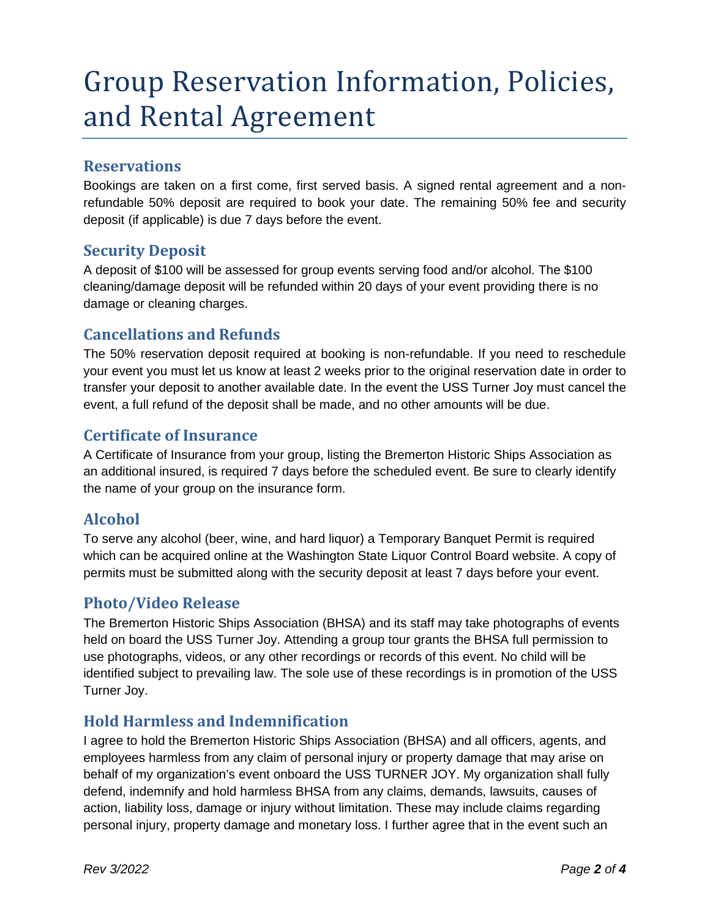# Group Reservation Information, Policies, and Rental Agreement

## Reservations

Bookings are taken on a first come, first served basis. A signed rental agreement and a non-refundable 50% deposit are required to book your date. The remaining 50% fee and security deposit (if applicable) is due 7 days before the event.

## Security Deposit

A deposit of $100 will be assessed for group events serving food and/or alcohol. The $100 cleaning/damage deposit will be refunded within 20 days of your event providing there is no damage or cleaning charges.

## Cancellations and Refunds

The 50% reservation deposit required at booking is non-refundable. If you need to reschedule your event you must let us know at least 2 weeks prior to the original reservation date in order to transfer your deposit to another available date. In the event the USS Turner Joy must cancel the event, a full refund of the deposit shall be made, and no other amounts will be due.

## Certificate of Insurance

A Certificate of Insurance from your group, listing the Bremerton Historic Ships Association as an additional insured, is required 7 days before the scheduled event. Be sure to clearly identify the name of your group on the insurance form.

## Alcohol

To serve any alcohol (beer, wine, and hard liquor) a Temporary Banquet Permit is required which can be acquired online at the Washington State Liquor Control Board website. A copy of permits must be submitted along with the security deposit at least 7 days before your event.

## Photo/Video Release

The Bremerton Historic Ships Association (BHSA) and its staff may take photographs of events held on board the USS Turner Joy. Attending a group tour grants the BHSA full permission to use photographs, videos, or any other recordings or records of this event. No child will be identified subject to prevailing law. The sole use of these recordings is in promotion of the USS Turner Joy.

## Hold Harmless and Indemnification

I agree to hold the Bremerton Historic Ships Association (BHSA) and all officers, agents, and employees harmless from any claim of personal injury or property damage that may arise on behalf of my organization's event onboard the USS TURNER JOY. My organization shall fully defend, indemnify and hold harmless BHSA from any claims, demands, lawsuits, causes of action, liability loss, damage or injury without limitation. These may include claims regarding personal injury, property damage and monetary loss. I further agree that in the event such an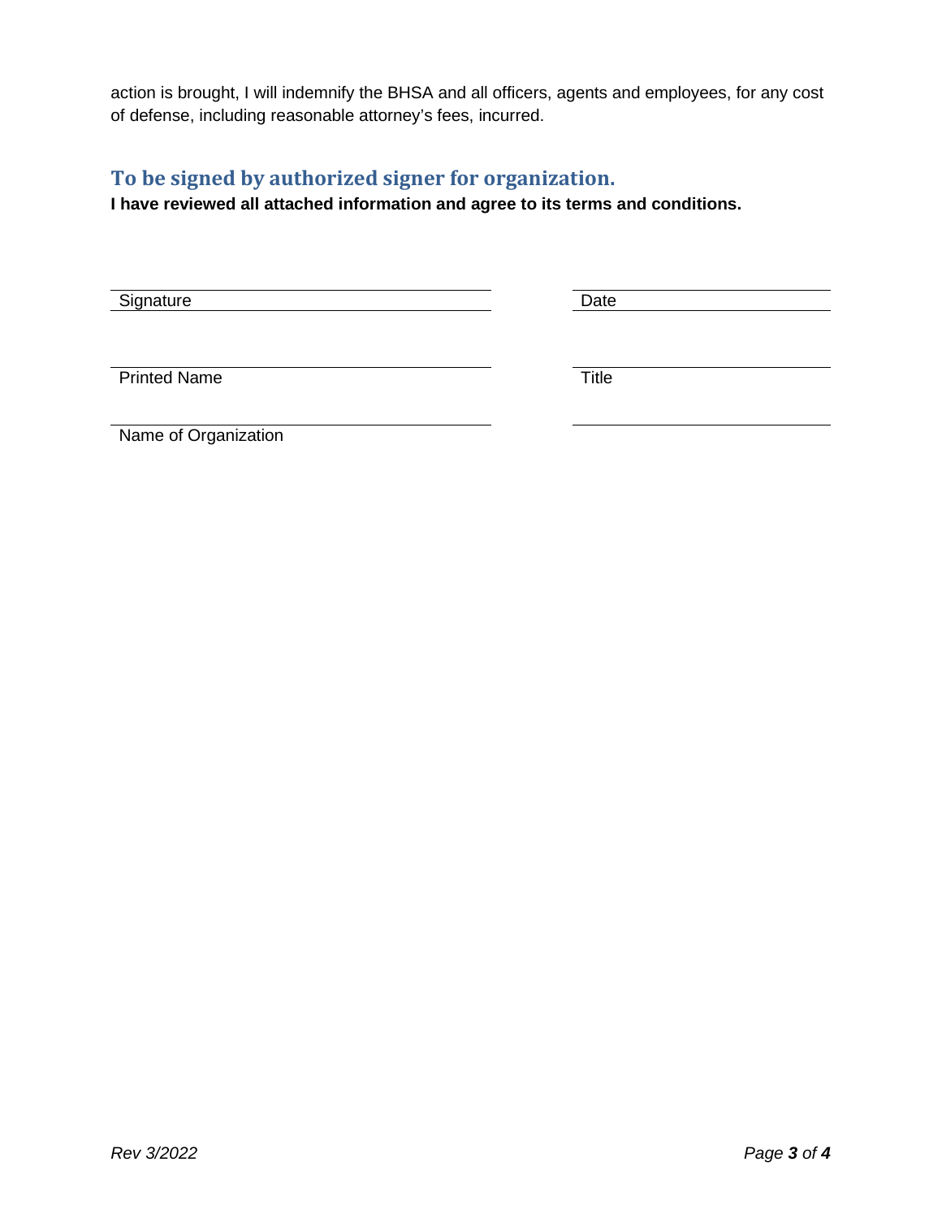action is brought, I will indemnify the BHSA and all officers, agents and employees, for any cost of defense, including reasonable attorney's fees, incurred.

## To be signed by authorized signer for organization.

**I have reviewed all attached information and agree to its terms and conditions.**

| Signature | Date |
|---|---|
| Printed Name | Title |
| Name of Organization | |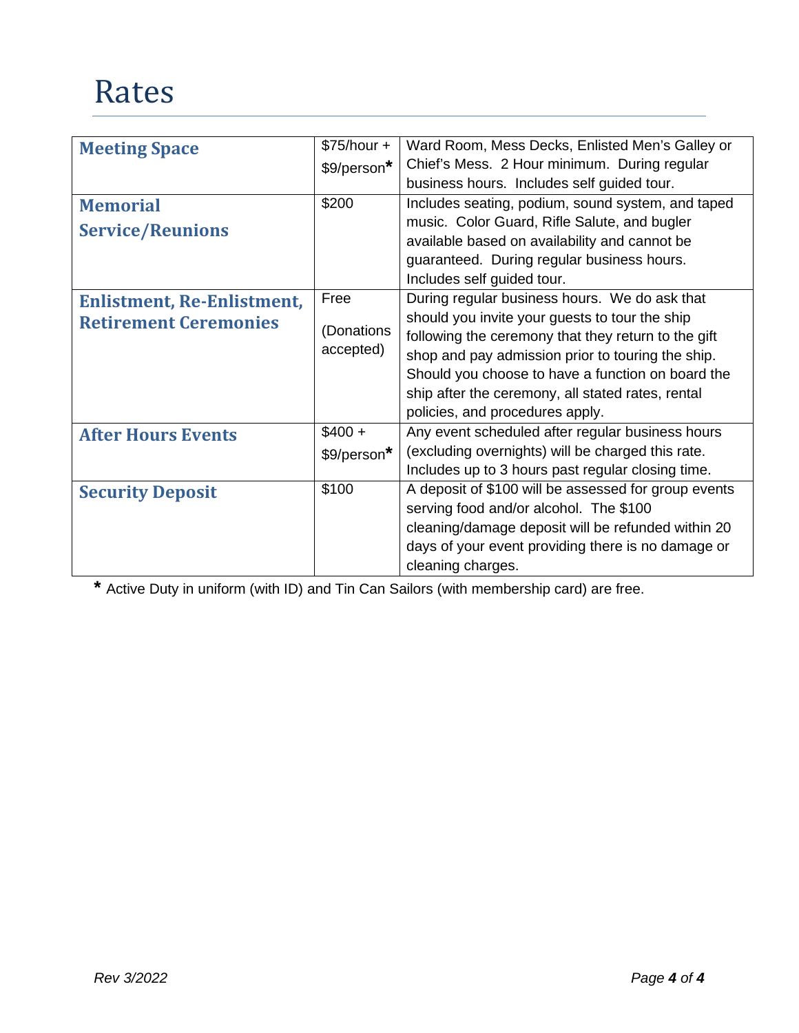# Rates

| | | |
|---|---|---|
| **Meeting Space** | $75/hour + $9/person* | Ward Room, Mess Decks, Enlisted Men's Galley or Chief's Mess. 2 Hour minimum. During regular business hours. Includes self guided tour. |
| **Memorial Service/Reunions** | $200 | Includes seating, podium, sound system, and taped music. Color Guard, Rifle Salute, and bugler available based on availability and cannot be guaranteed. During regular business hours. Includes self guided tour. |
| **Enlistment, Re-Enlistment, Retirement Ceremonies** | Free (Donations accepted) | During regular business hours. We do ask that should you invite your guests to tour the ship following the ceremony that they return to the gift shop and pay admission prior to touring the ship. Should you choose to have a function on board the ship after the ceremony, all stated rates, rental policies, and procedures apply. |
| **After Hours Events** | $400 + $9/person* | Any event scheduled after regular business hours (excluding overnights) will be charged this rate. Includes up to 3 hours past regular closing time. |
| **Security Deposit** | $100 | A deposit of $100 will be assessed for group events serving food and/or alcohol. The $100 cleaning/damage deposit will be refunded within 20 days of your event providing there is no damage or cleaning charges. |

\* Active Duty in uniform (with ID) and Tin Can Sailors (with membership card) are free.

*Rev 3/2022*